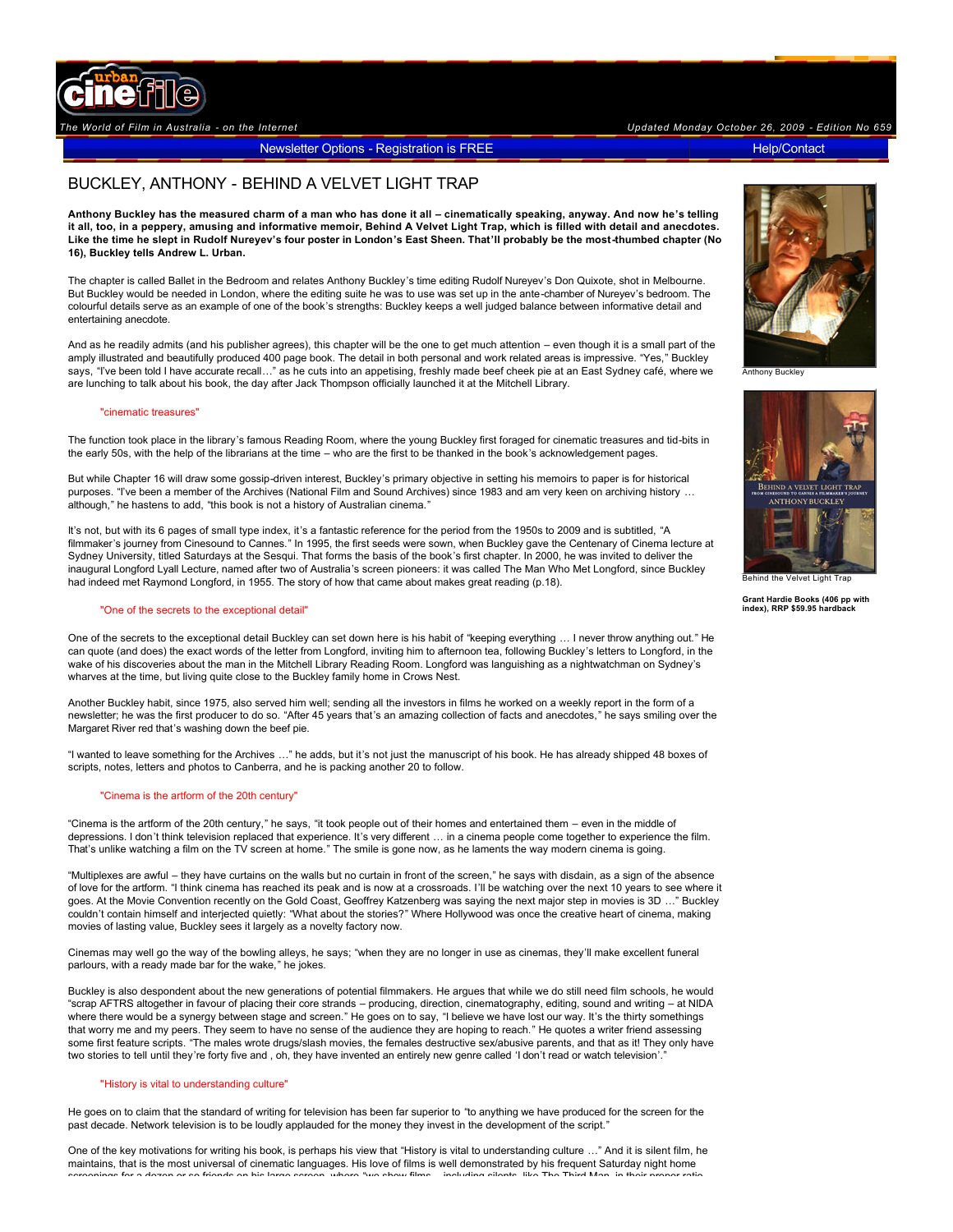The World of Film in Australia - on the Internet

Updated Monday October 26, 2009 - Edition No 659

Newsletter Options - Registration is FREE | Help/Contact

# BUCKLEY, ANTHONY - BEHIND A VELVET LIGHT TRAP

**Anthony Buckley has the measured charm of a man who has done it all – cinematically speaking, anyway. And now he's telling it all, too, in a peppery, amusing and informative memoir, Behind A Velvet Light Trap, which is filled with detail and anecdotes. Like the time he slept in Rudolf Nureyev's four poster in London's East Sheen. That'll probably be the most-thumbed chapter (No 16), Buckley tells Andrew L. Urban.**

The chapter is called Ballet in the Bedroom and relates Anthony Buckley's time editing Rudolf Nureyev's Don Quixote, shot in Melbourne. But Buckley would be needed in London, where the editing suite he was to use was set up in the ante-chamber of Nureyev's bedroom. The colourful details serve as an example of one of the book's strengths: Buckley keeps a well judged balance between informative detail and entertaining anecdote.

And as he readily admits (and his publisher agrees), this chapter will be the one to get much attention – even though it is a small part of the amply illustrated and beautifully produced 400 page book. The detail in both personal and work related areas is impressive. "Yes," Buckley says, "I've been told I have accurate recall…" as he cuts into an appetising, freshly made beef cheek pie at an East Sydney café, where we are lunching to talk about his book, the day after Jack Thompson officially launched it at the Mitchell Library.

"cinematic treasures"

The function took place in the library's famous Reading Room, where the young Buckley first foraged for cinematic treasures and tid-bits in the early 50s, with the help of the librarians at the time – who are the first to be thanked in the book's acknowledgement pages.

But while Chapter 16 will draw some gossip-driven interest, Buckley's primary objective in setting his memoirs to paper is for historical purposes. "I've been a member of the Archives (National Film and Sound Archives) since 1983 and am very keen on archiving history … although," he hastens to add, "this book is not a history of Australian cinema."

It's not, but with its 6 pages of small type index, it's a fantastic reference for the period from the 1950s to 2009 and is subtitled, "A filmmaker's journey from Cinesound to Cannes." In 1995, the first seeds were sown, when Buckley gave the Centenary of Cinema lecture at Sydney University, titled Saturdays at the Sesqui. That forms the basis of the book's first chapter. In 2000, he was invited to deliver the inaugural Longford Lyall Lecture, named after two of Australia's screen pioneers: it was called The Man Who Met Longford, since Buckley had indeed met Raymond Longford, in 1955. The story of how that came about makes great reading (p.18).

"One of the secrets to the exceptional detail"

One of the secrets to the exceptional detail Buckley can set down here is his habit of "keeping everything … I never throw anything out." He can quote (and does) the exact words of the letter from Longford, inviting him to afternoon tea, following Buckley's letters to Longford, in the wake of his discoveries about the man in the Mitchell Library Reading Room. Longford was languishing as a nightwatchman on Sydney's wharves at the time, but living quite close to the Buckley family home in Crows Nest.

Another Buckley habit, since 1975, also served him well; sending all the investors in films he worked on a weekly report in the form of a newsletter; he was the first producer to do so. "After 45 years that's an amazing collection of facts and anecdotes," he says smiling over the Margaret River red that's washing down the beef pie.

"I wanted to leave something for the Archives …" he adds, but it's not just the manuscript of his book. He has already shipped 48 boxes of scripts, notes, letters and photos to Canberra, and he is packing another 20 to follow.

"Cinema is the artform of the 20th century"

"Cinema is the artform of the 20th century," he says, "it took people out of their homes and entertained them – even in the middle of depressions. I don't think television replaced that experience. It's very different … in a cinema people come together to experience the film. That's unlike watching a film on the TV screen at home." The smile is gone now, as he laments the way modern cinema is going.

"Multiplexes are awful – they have curtains on the walls but no curtain in front of the screen," he says with disdain, as a sign of the absence of love for the artform. "I think cinema has reached its peak and is now at a crossroads. I'll be watching over the next 10 years to see where it goes. At the Movie Convention recently on the Gold Coast, Geoffrey Katzenberg was saying the next major step in movies is 3D …" Buckley couldn't contain himself and interjected quietly: "What about the stories?" Where Hollywood was once the creative heart of cinema, making movies of lasting value, Buckley sees it largely as a novelty factory now.

Cinemas may well go the way of the bowling alleys, he says; "when they are no longer in use as cinemas, they'll make excellent funeral parlours, with a ready made bar for the wake," he jokes.

Buckley is also despondent about the new generations of potential filmmakers. He argues that while we do still need film schools, he would "scrap AFTRS altogether in favour of placing their core strands – producing, direction, cinematography, editing, sound and writing – at NIDA where there would be a synergy between stage and screen." He goes on to say, "I believe we have lost our way. It's the thirty somethings that worry me and my peers. They seem to have no sense of the audience they are hoping to reach." He quotes a writer friend assessing some first feature scripts. "The males wrote drugs/slash movies, the females destructive sex/abusive parents, and that as it! They only have two stories to tell until they're forty five and , oh, they have invented an entirely new genre called 'I don't read or watch television'."

"History is vital to understanding culture"

He goes on to claim that the standard of writing for television has been far superior to "to anything we have produced for the screen for the past decade. Network television is to be loudly applauded for the money they invest in the development of the script."

One of the key motivations for writing his book, is perhaps his view that "History is vital to understanding culture …" And it is silent film, he maintains, that is the most universal of cinematic languages. His love of films is well demonstrated by his frequent Saturday night home screenings for a dozen or so friends on his large screen, where "we show films – including silents, like The Third Man, in their proper ratio

Anthony Buckley

Behind the Velvet Light Trap

**Grant Hardie Books (406 pp with index), RRP $59.95 hardback**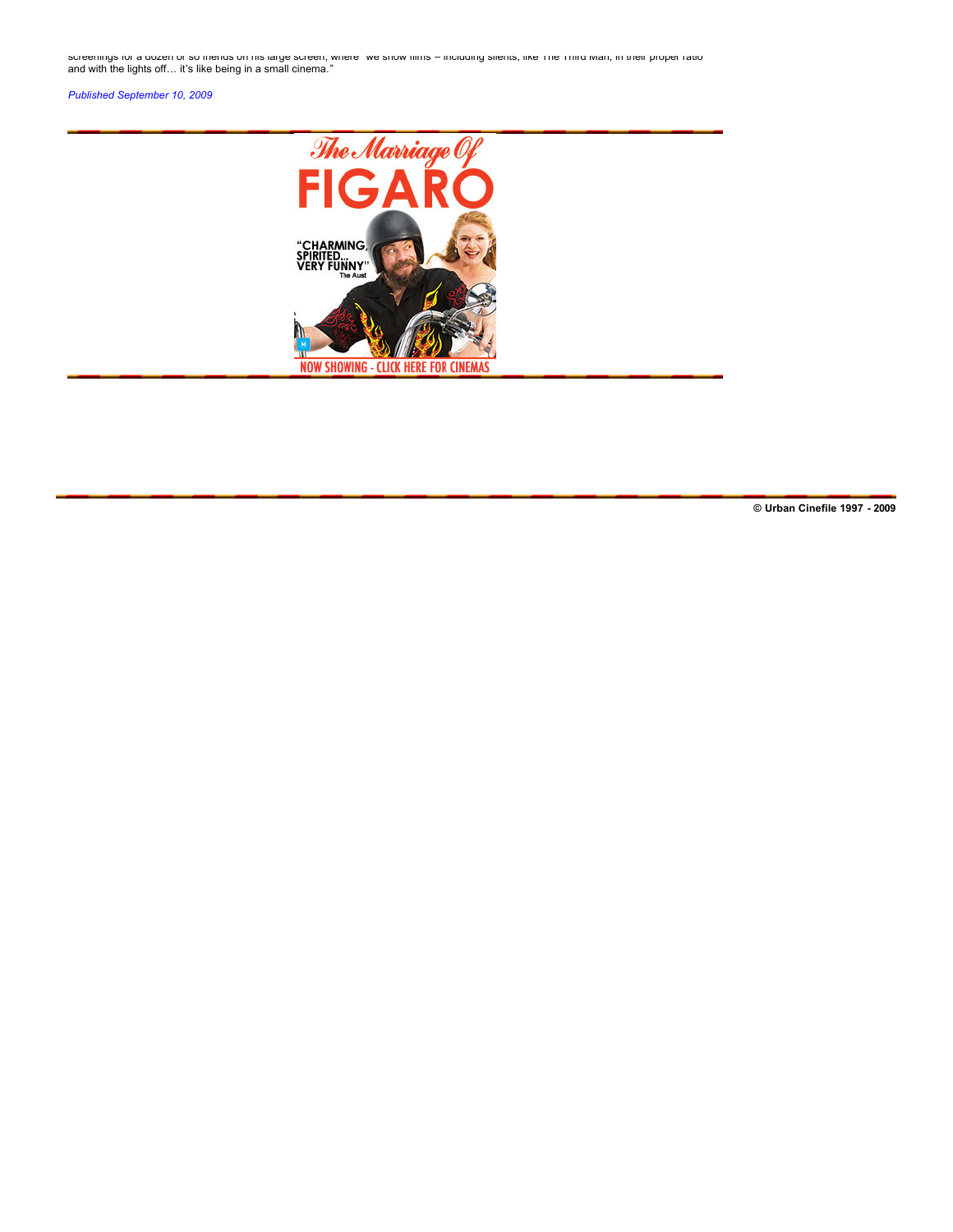screenings for a dozen or so friends on his large screen, where "we show films – including silents, like The Third Man, in their proper ratio and with the lights off… it's like being in a small cinema."

*Published September 10, 2009*

The Marriage Of FIGARO

"CHARMING, SPIRITED... VERY FUNNY" The Aust

NOW SHOWING - CLICK HERE FOR CINEMAS

© Urban Cinefile 1997 - 2009